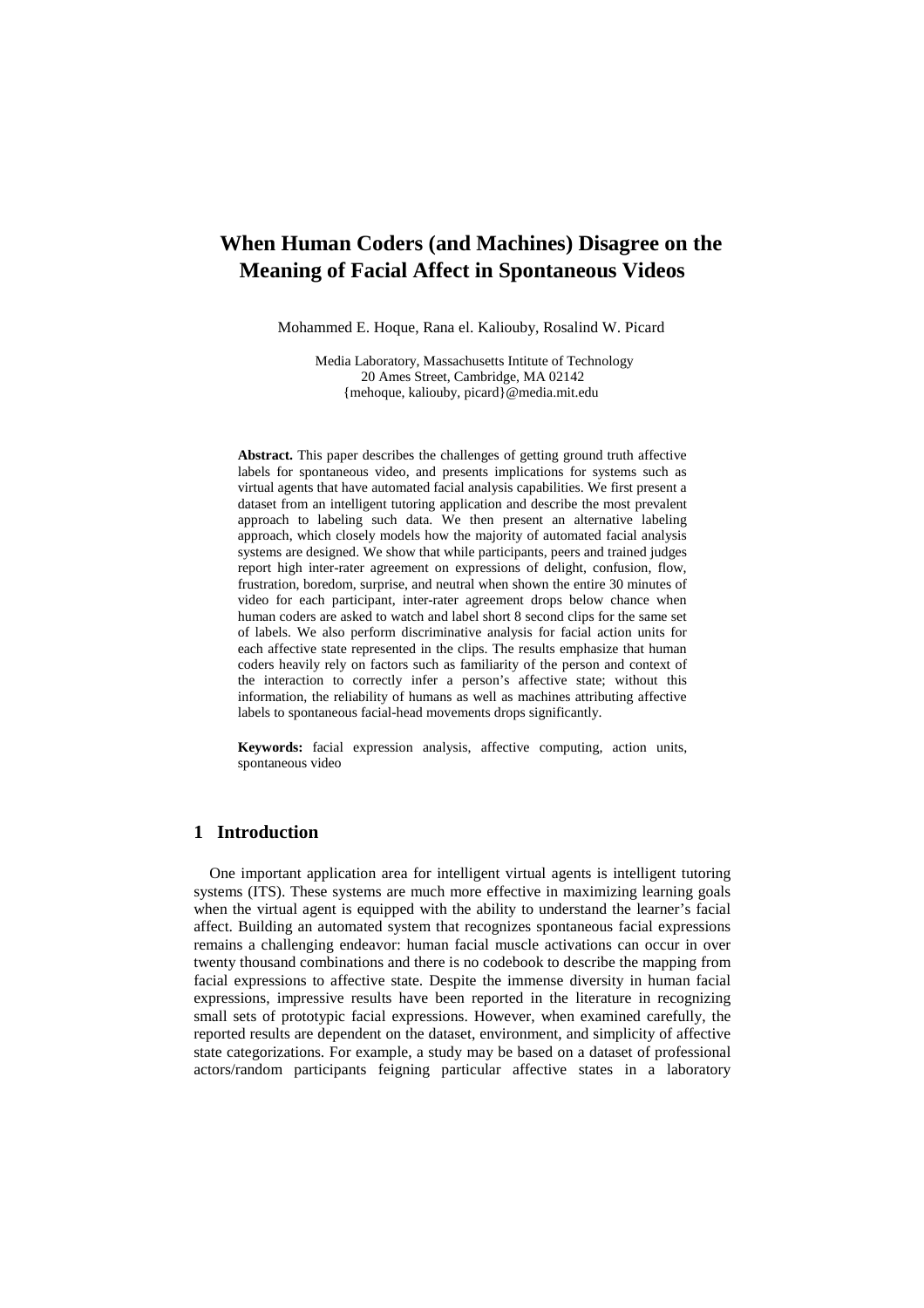# When Human Coders (and Machines) Disagree on the Meaning of Facial Affect in Spontaneous Videos

Mohammed E. Hoque, Rana el. Kaliouby, Rosalind W. Picard

Media Laboratory, Massachusetts Intitute of Technology
20 Ames Street, Cambridge, MA 02142
{mehoque, kaliouby, picard}@media.mit.edu

**Abstract.** This paper describes the challenges of getting ground truth affective labels for spontaneous video, and presents implications for systems such as virtual agents that have automated facial analysis capabilities. We first present a dataset from an intelligent tutoring application and describe the most prevalent approach to labeling such data. We then present an alternative labeling approach, which closely models how the majority of automated facial analysis systems are designed. We show that while participants, peers and trained judges report high inter-rater agreement on expressions of delight, confusion, flow, frustration, boredom, surprise, and neutral when shown the entire 30 minutes of video for each participant, inter-rater agreement drops below chance when human coders are asked to watch and label short 8 second clips for the same set of labels. We also perform discriminative analysis for facial action units for each affective state represented in the clips. The results emphasize that human coders heavily rely on factors such as familiarity of the person and context of the interaction to correctly infer a person's affective state; without this information, the reliability of humans as well as machines attributing affective labels to spontaneous facial-head movements drops significantly.

**Keywords:** facial expression analysis, affective computing, action units, spontaneous video

## 1 Introduction

One important application area for intelligent virtual agents is intelligent tutoring systems (ITS). These systems are much more effective in maximizing learning goals when the virtual agent is equipped with the ability to understand the learner's facial affect. Building an automated system that recognizes spontaneous facial expressions remains a challenging endeavor: human facial muscle activations can occur in over twenty thousand combinations and there is no codebook to describe the mapping from facial expressions to affective state. Despite the immense diversity in human facial expressions, impressive results have been reported in the literature in recognizing small sets of prototypic facial expressions. However, when examined carefully, the reported results are dependent on the dataset, environment, and simplicity of affective state categorizations. For example, a study may be based on a dataset of professional actors/random participants feigning particular affective states in a laboratory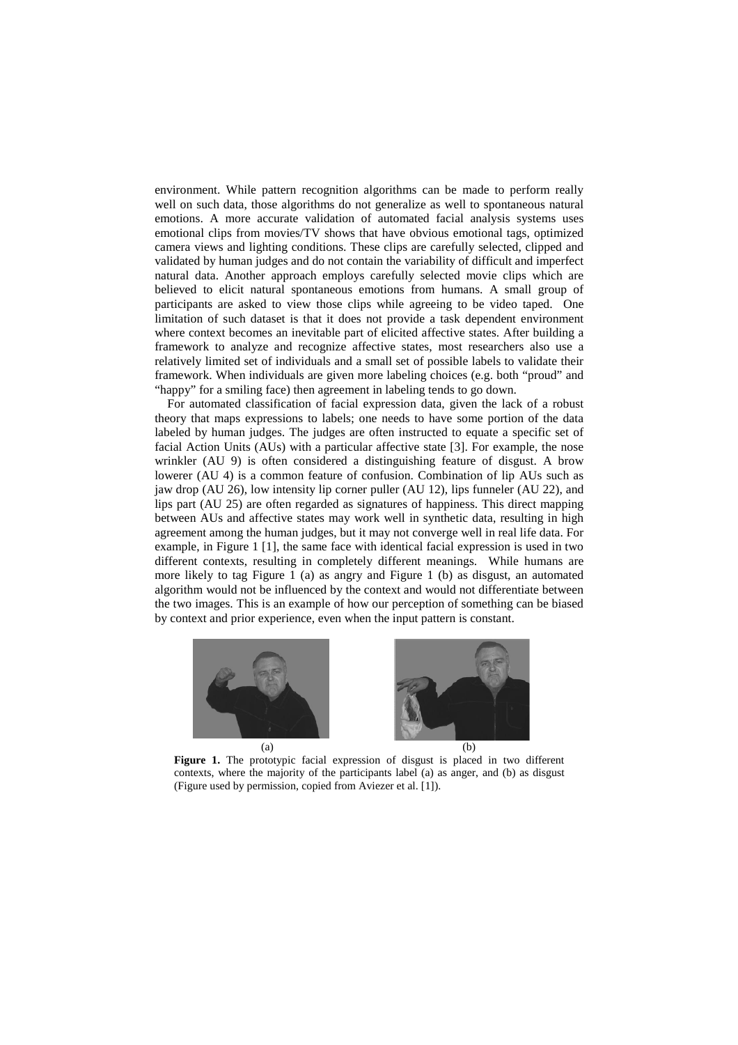environment. While pattern recognition algorithms can be made to perform really well on such data, those algorithms do not generalize as well to spontaneous natural emotions. A more accurate validation of automated facial analysis systems uses emotional clips from movies/TV shows that have obvious emotional tags, optimized camera views and lighting conditions. These clips are carefully selected, clipped and validated by human judges and do not contain the variability of difficult and imperfect natural data. Another approach employs carefully selected movie clips which are believed to elicit natural spontaneous emotions from humans. A small group of participants are asked to view those clips while agreeing to be video taped. One limitation of such dataset is that it does not provide a task dependent environment where context becomes an inevitable part of elicited affective states. After building a framework to analyze and recognize affective states, most researchers also use a relatively limited set of individuals and a small set of possible labels to validate their framework. When individuals are given more labeling choices (e.g. both "proud" and "happy" for a smiling face) then agreement in labeling tends to go down.

For automated classification of facial expression data, given the lack of a robust theory that maps expressions to labels; one needs to have some portion of the data labeled by human judges. The judges are often instructed to equate a specific set of facial Action Units (AUs) with a particular affective state [3]. For example, the nose wrinkler (AU 9) is often considered a distinguishing feature of disgust. A brow lowerer (AU 4) is a common feature of confusion. Combination of lip AUs such as jaw drop (AU 26), low intensity lip corner puller (AU 12), lips funneler (AU 22), and lips part (AU 25) are often regarded as signatures of happiness. This direct mapping between AUs and affective states may work well in synthetic data, resulting in high agreement among the human judges, but it may not converge well in real life data. For example, in Figure 1 [1], the same face with identical facial expression is used in two different contexts, resulting in completely different meanings. While humans are more likely to tag Figure 1 (a) as angry and Figure 1 (b) as disgust, an automated algorithm would not be influenced by the context and would not differentiate between the two images. This is an example of how our perception of something can be biased by context and prior experience, even when the input pattern is constant.

(a) (b)

**Figure 1.** The prototypic facial expression of disgust is placed in two different contexts, where the majority of the participants label (a) as anger, and (b) as disgust (Figure used by permission, copied from Aviezer et al. [1]).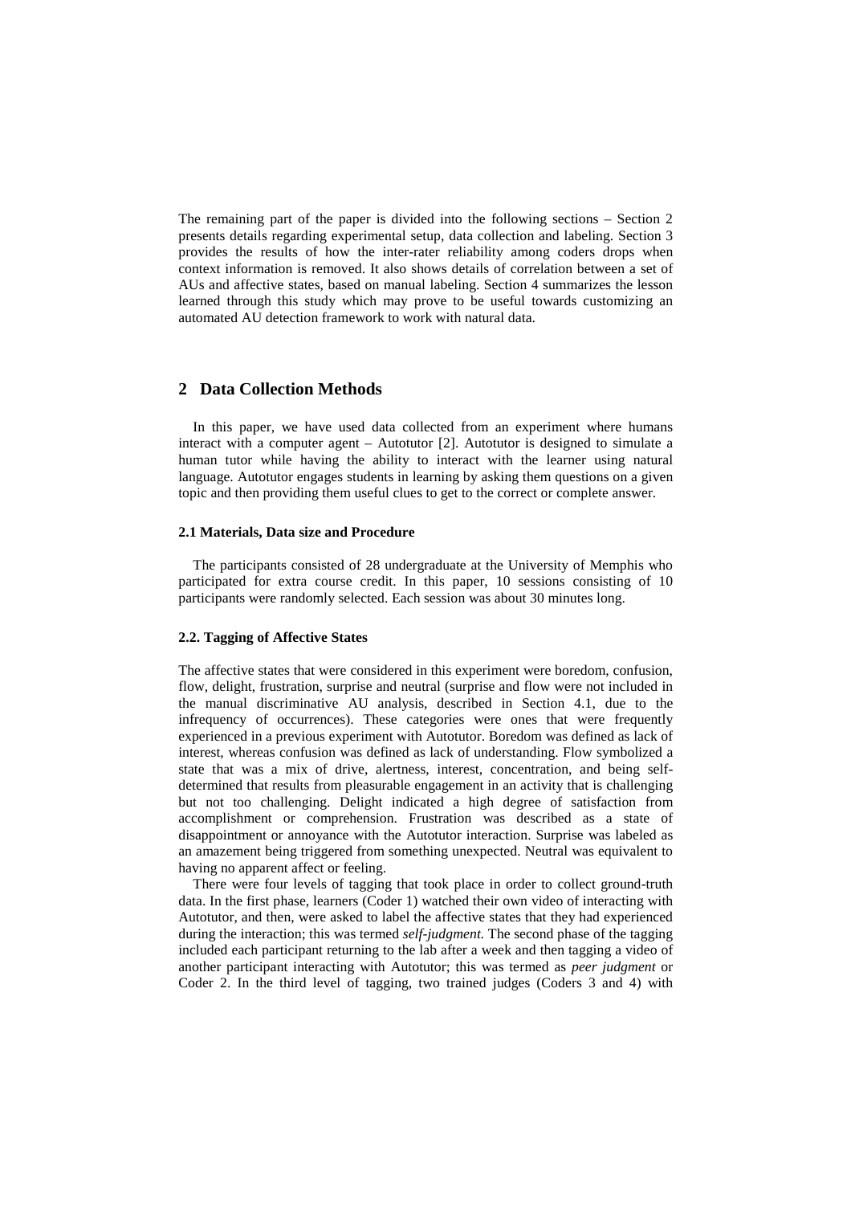The remaining part of the paper is divided into the following sections – Section 2 presents details regarding experimental setup, data collection and labeling. Section 3 provides the results of how the inter-rater reliability among coders drops when context information is removed. It also shows details of correlation between a set of AUs and affective states, based on manual labeling. Section 4 summarizes the lesson learned through this study which may prove to be useful towards customizing an automated AU detection framework to work with natural data.

## 2 Data Collection Methods

In this paper, we have used data collected from an experiment where humans interact with a computer agent – Autotutor [2]. Autotutor is designed to simulate a human tutor while having the ability to interact with the learner using natural language. Autotutor engages students in learning by asking them questions on a given topic and then providing them useful clues to get to the correct or complete answer.

### 2.1 Materials, Data size and Procedure

The participants consisted of 28 undergraduate at the University of Memphis who participated for extra course credit. In this paper, 10 sessions consisting of 10 participants were randomly selected. Each session was about 30 minutes long.

### 2.2. Tagging of Affective States

The affective states that were considered in this experiment were boredom, confusion, flow, delight, frustration, surprise and neutral (surprise and flow were not included in the manual discriminative AU analysis, described in Section 4.1, due to the infrequency of occurrences). These categories were ones that were frequently experienced in a previous experiment with Autotutor. Boredom was defined as lack of interest, whereas confusion was defined as lack of understanding. Flow symbolized a state that was a mix of drive, alertness, interest, concentration, and being self-determined that results from pleasurable engagement in an activity that is challenging but not too challenging. Delight indicated a high degree of satisfaction from accomplishment or comprehension. Frustration was described as a state of disappointment or annoyance with the Autotutor interaction. Surprise was labeled as an amazement being triggered from something unexpected. Neutral was equivalent to having no apparent affect or feeling.

There were four levels of tagging that took place in order to collect ground-truth data. In the first phase, learners (Coder 1) watched their own video of interacting with Autotutor, and then, were asked to label the affective states that they had experienced during the interaction; this was termed *self-judgment*. The second phase of the tagging included each participant returning to the lab after a week and then tagging a video of another participant interacting with Autotutor; this was termed as *peer judgment* or Coder 2. In the third level of tagging, two trained judges (Coders 3 and 4) with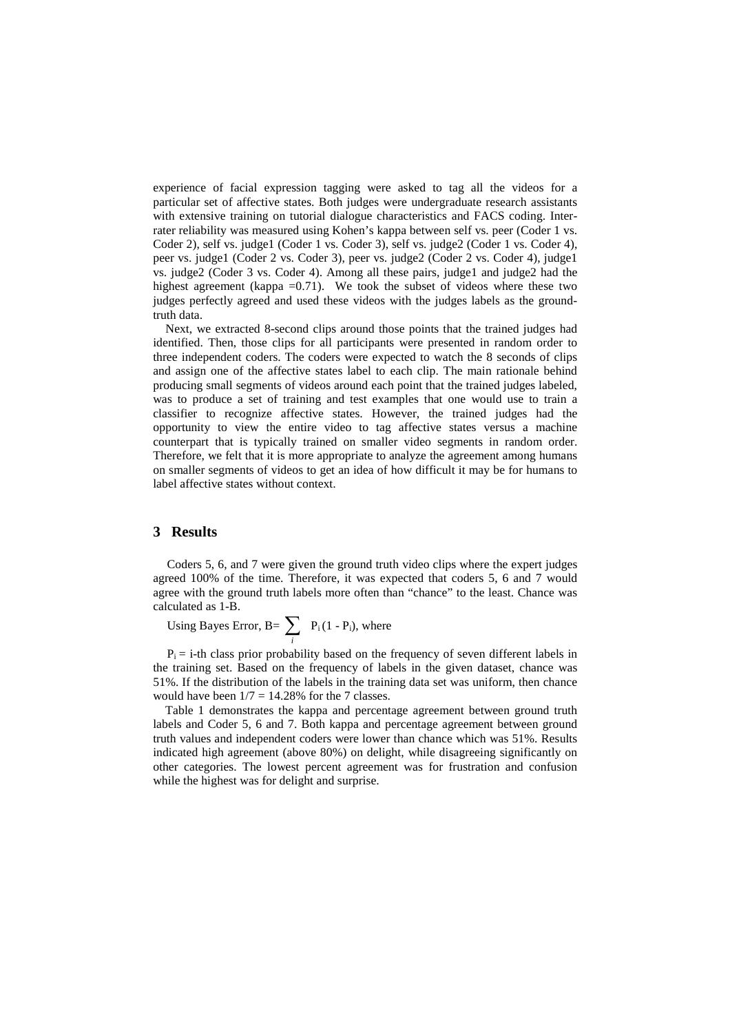experience of facial expression tagging were asked to tag all the videos for a particular set of affective states. Both judges were undergraduate research assistants with extensive training on tutorial dialogue characteristics and FACS coding. Inter-rater reliability was measured using Kohen's kappa between self vs. peer (Coder 1 vs. Coder 2), self vs. judge1 (Coder 1 vs. Coder 3), self vs. judge2 (Coder 1 vs. Coder 4), peer vs. judge1 (Coder 2 vs. Coder 3), peer vs. judge2 (Coder 2 vs. Coder 4), judge1 vs. judge2 (Coder 3 vs. Coder 4). Among all these pairs, judge1 and judge2 had the highest agreement (kappa =0.71). We took the subset of videos where these two judges perfectly agreed and used these videos with the judges labels as the ground-truth data.

Next, we extracted 8-second clips around those points that the trained judges had identified. Then, those clips for all participants were presented in random order to three independent coders. The coders were expected to watch the 8 seconds of clips and assign one of the affective states label to each clip. The main rationale behind producing small segments of videos around each point that the trained judges labeled, was to produce a set of training and test examples that one would use to train a classifier to recognize affective states. However, the trained judges had the opportunity to view the entire video to tag affective states versus a machine counterpart that is typically trained on smaller video segments in random order. Therefore, we felt that it is more appropriate to analyze the agreement among humans on smaller segments of videos to get an idea of how difficult it may be for humans to label affective states without context.

## 3 Results

Coders 5, 6, and 7 were given the ground truth video clips where the expert judges agreed 100% of the time. Therefore, it was expected that coders 5, 6 and 7 would agree with the ground truth labels more often than "chance" to the least. Chance was calculated as 1-B.

Using Bayes Error, $B = \sum_{i} P_i(1 - P_i)$, where

$P_i$ = i-th class prior probability based on the frequency of seven different labels in the training set. Based on the frequency of labels in the given dataset, chance was 51%. If the distribution of the labels in the training data set was uniform, then chance would have been $1/7 = 14.28\%$ for the 7 classes.

Table 1 demonstrates the kappa and percentage agreement between ground truth labels and Coder 5, 6 and 7. Both kappa and percentage agreement between ground truth values and independent coders were lower than chance which was 51%. Results indicated high agreement (above 80%) on delight, while disagreeing significantly on other categories. The lowest percent agreement was for frustration and confusion while the highest was for delight and surprise.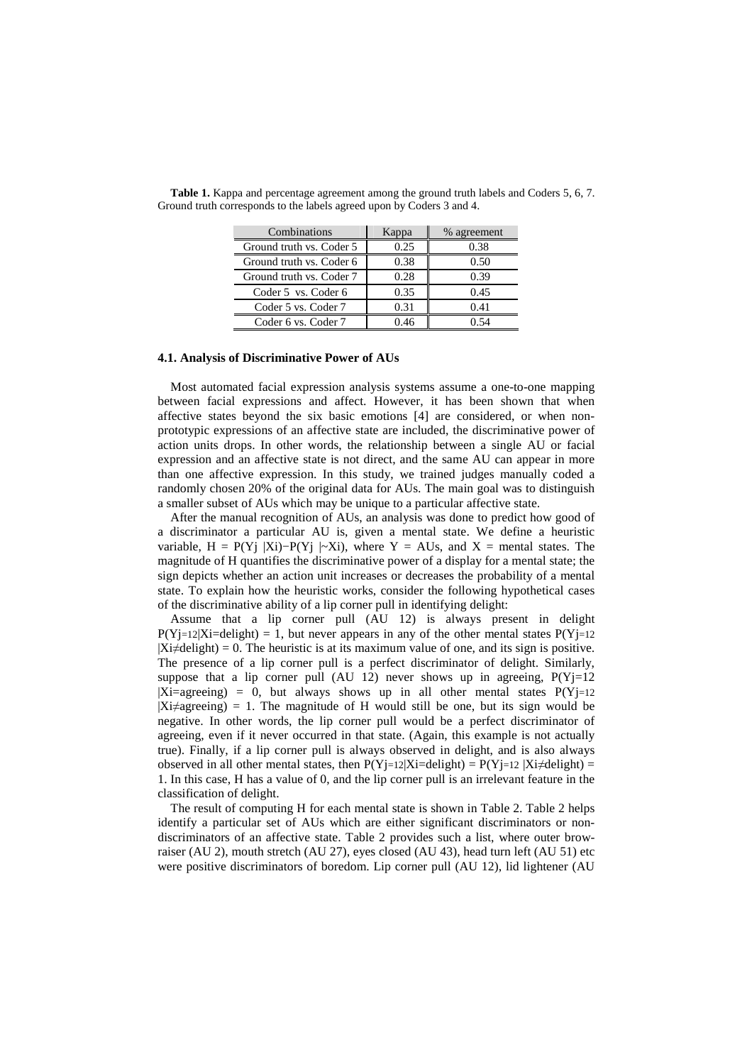**Table 1.** Kappa and percentage agreement among the ground truth labels and Coders 5, 6, 7. Ground truth corresponds to the labels agreed upon by Coders 3 and 4.

| Combinations | Kappa | % agreement |
|---|---|---|
| Ground truth vs. Coder 5 | 0.25 | 0.38 |
| Ground truth vs. Coder 6 | 0.38 | 0.50 |
| Ground truth vs. Coder 7 | 0.28 | 0.39 |
| Coder 5 vs. Coder 6 | 0.35 | 0.45 |
| Coder 5 vs. Coder 7 | 0.31 | 0.41 |
| Coder 6 vs. Coder 7 | 0.46 | 0.54 |

#### 4.1. Analysis of Discriminative Power of AUs

Most automated facial expression analysis systems assume a one-to-one mapping between facial expressions and affect. However, it has been shown that when affective states beyond the six basic emotions [4] are considered, or when non-prototypic expressions of an affective state are included, the discriminative power of action units drops. In other words, the relationship between a single AU or facial expression and an affective state is not direct, and the same AU can appear in more than one affective expression. In this study, we trained judges manually coded a randomly chosen 20% of the original data for AUs. The main goal was to distinguish a smaller subset of AUs which may be unique to a particular affective state.

After the manual recognition of AUs, an analysis was done to predict how good of a discriminator a particular AU is, given a mental state. We define a heuristic variable, $H = P(Y_j|X_i) - P(Y_j|{\sim}X_i)$, where Y = AUs, and X = mental states. The magnitude of H quantifies the discriminative power of a display for a mental state; the sign depicts whether an action unit increases or decreases the probability of a mental state. To explain how the heuristic works, consider the following hypothetical cases of the discriminative ability of a lip corner pull in identifying delight:

Assume that a lip corner pull (AU 12) is always present in delight $P(Y_{j=12}|X_i{=}\text{delight}) = 1$, but never appears in any of the other mental states $P(Y_{j=12}|X_i{\neq}\text{delight}) = 0$. The heuristic is at its maximum value of one, and its sign is positive. The presence of a lip corner pull is a perfect discriminator of delight. Similarly, suppose that a lip corner pull (AU 12) never shows up in agreeing, $P(Y_j{=}12|X_i{=}\text{agreeing}) = 0$, but always shows up in all other mental states $P(Y_{j=12}|X_i{\neq}\text{agreeing}) = 1$. The magnitude of H would still be one, but its sign would be negative. In other words, the lip corner pull would be a perfect discriminator of agreeing, even if it never occurred in that state. (Again, this example is not actually true). Finally, if a lip corner pull is always observed in delight, and is also always observed in all other mental states, then $P(Y_{j=12}|X_i{=}\text{delight}) = P(Y_{j=12}|X_i{\neq}\text{delight}) = 1$. In this case, H has a value of 0, and the lip corner pull is an irrelevant feature in the classification of delight.

The result of computing H for each mental state is shown in Table 2. Table 2 helps identify a particular set of AUs which are either significant discriminators or non-discriminators of an affective state. Table 2 provides such a list, where outer brow-raiser (AU 2), mouth stretch (AU 27), eyes closed (AU 43), head turn left (AU 51) etc were positive discriminators of boredom. Lip corner pull (AU 12), lid lightener (AU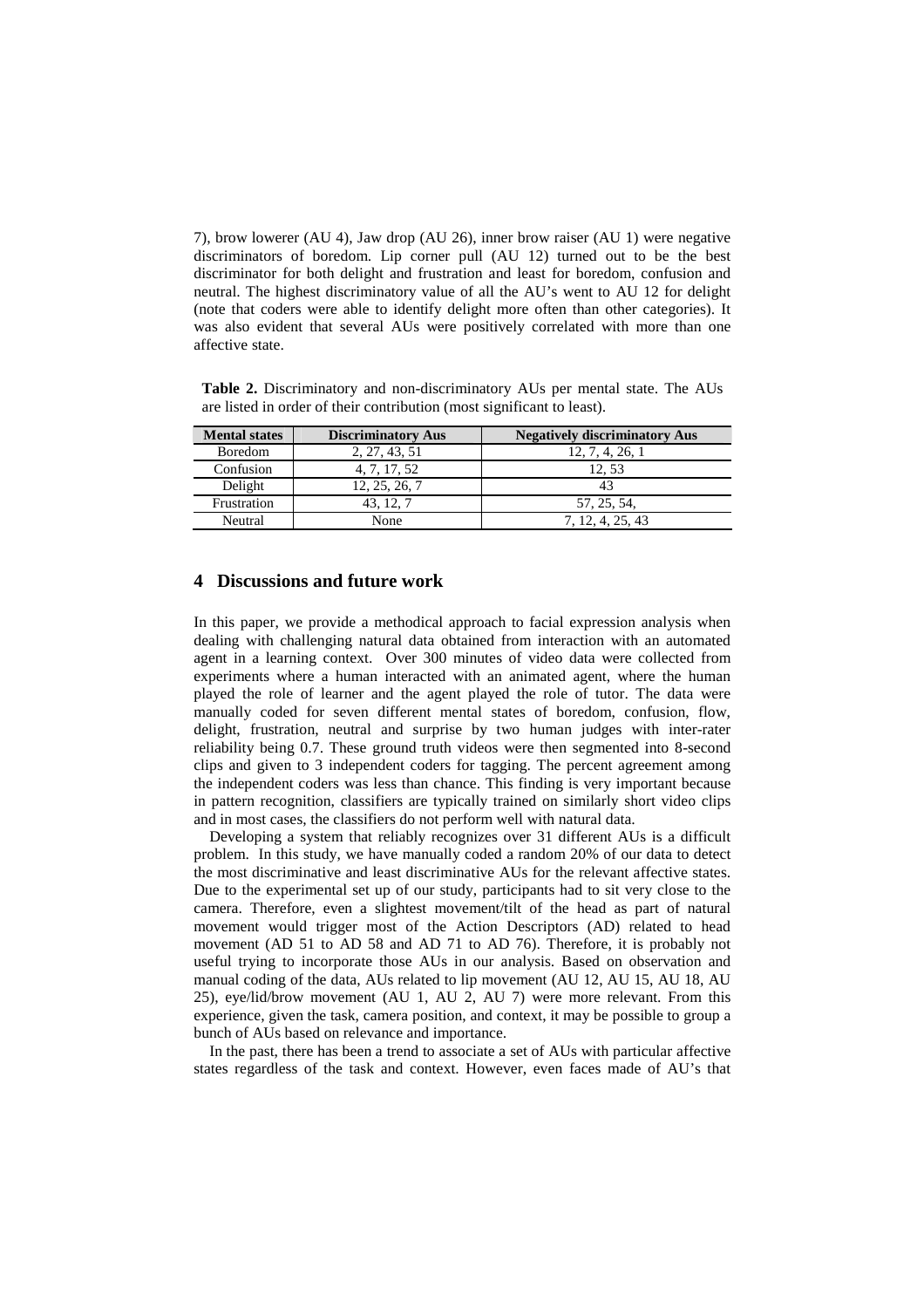7), brow lowerer (AU 4), Jaw drop (AU 26), inner brow raiser (AU 1) were negative discriminators of boredom. Lip corner pull (AU 12) turned out to be the best discriminator for both delight and frustration and least for boredom, confusion and neutral. The highest discriminatory value of all the AU's went to AU 12 for delight (note that coders were able to identify delight more often than other categories). It was also evident that several AUs were positively correlated with more than one affective state.

**Table 2.** Discriminatory and non-discriminatory AUs per mental state. The AUs are listed in order of their contribution (most significant to least).

| Mental states | Discriminatory Aus | Negatively discriminatory Aus |
|---|---|---|
| Boredom | 2, 27, 43, 51 | 12, 7, 4, 26, 1 |
| Confusion | 4, 7, 17, 52 | 12, 53 |
| Delight | 12, 25, 26, 7 | 43 |
| Frustration | 43, 12, 7 | 57, 25, 54, |
| Neutral | None | 7, 12, 4, 25, 43 |

## 4 Discussions and future work

In this paper, we provide a methodical approach to facial expression analysis when dealing with challenging natural data obtained from interaction with an automated agent in a learning context. Over 300 minutes of video data were collected from experiments where a human interacted with an animated agent, where the human played the role of learner and the agent played the role of tutor. The data were manually coded for seven different mental states of boredom, confusion, flow, delight, frustration, neutral and surprise by two human judges with inter-rater reliability being 0.7. These ground truth videos were then segmented into 8-second clips and given to 3 independent coders for tagging. The percent agreement among the independent coders was less than chance. This finding is very important because in pattern recognition, classifiers are typically trained on similarly short video clips and in most cases, the classifiers do not perform well with natural data.

Developing a system that reliably recognizes over 31 different AUs is a difficult problem. In this study, we have manually coded a random 20% of our data to detect the most discriminative and least discriminative AUs for the relevant affective states. Due to the experimental set up of our study, participants had to sit very close to the camera. Therefore, even a slightest movement/tilt of the head as part of natural movement would trigger most of the Action Descriptors (AD) related to head movement (AD 51 to AD 58 and AD 71 to AD 76). Therefore, it is probably not useful trying to incorporate those AUs in our analysis. Based on observation and manual coding of the data, AUs related to lip movement (AU 12, AU 15, AU 18, AU 25), eye/lid/brow movement (AU 1, AU 2, AU 7) were more relevant. From this experience, given the task, camera position, and context, it may be possible to group a bunch of AUs based on relevance and importance.

In the past, there has been a trend to associate a set of AUs with particular affective states regardless of the task and context. However, even faces made of AU's that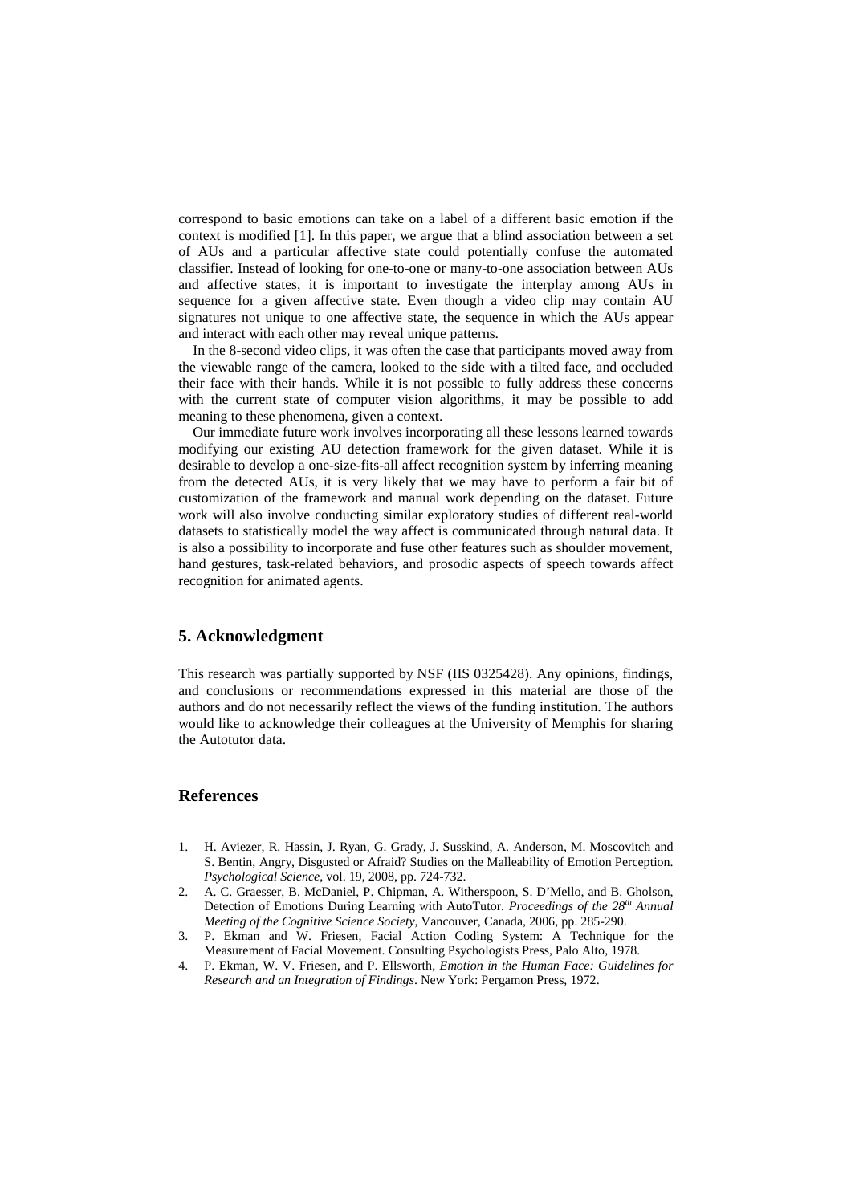correspond to basic emotions can take on a label of a different basic emotion if the context is modified [1]. In this paper, we argue that a blind association between a set of AUs and a particular affective state could potentially confuse the automated classifier. Instead of looking for one-to-one or many-to-one association between AUs and affective states, it is important to investigate the interplay among AUs in sequence for a given affective state. Even though a video clip may contain AU signatures not unique to one affective state, the sequence in which the AUs appear and interact with each other may reveal unique patterns.

In the 8-second video clips, it was often the case that participants moved away from the viewable range of the camera, looked to the side with a tilted face, and occluded their face with their hands. While it is not possible to fully address these concerns with the current state of computer vision algorithms, it may be possible to add meaning to these phenomena, given a context.

Our immediate future work involves incorporating all these lessons learned towards modifying our existing AU detection framework for the given dataset. While it is desirable to develop a one-size-fits-all affect recognition system by inferring meaning from the detected AUs, it is very likely that we may have to perform a fair bit of customization of the framework and manual work depending on the dataset. Future work will also involve conducting similar exploratory studies of different real-world datasets to statistically model the way affect is communicated through natural data. It is also a possibility to incorporate and fuse other features such as shoulder movement, hand gestures, task-related behaviors, and prosodic aspects of speech towards affect recognition for animated agents.

## 5. Acknowledgment

This research was partially supported by NSF (IIS 0325428). Any opinions, findings, and conclusions or recommendations expressed in this material are those of the authors and do not necessarily reflect the views of the funding institution. The authors would like to acknowledge their colleagues at the University of Memphis for sharing the Autotutor data.

## References

1. H. Aviezer, R. Hassin, J. Ryan, G. Grady, J. Susskind, A. Anderson, M. Moscovitch and S. Bentin, Angry, Disgusted or Afraid? Studies on the Malleability of Emotion Perception. *Psychological Science*, vol. 19, 2008, pp. 724-732.
2. A. C. Graesser, B. McDaniel, P. Chipman, A. Witherspoon, S. D'Mello, and B. Gholson, Detection of Emotions During Learning with AutoTutor. *Proceedings of the 28th Annual Meeting of the Cognitive Science Society*, Vancouver, Canada, 2006, pp. 285-290.
3. P. Ekman and W. Friesen, Facial Action Coding System: A Technique for the Measurement of Facial Movement. Consulting Psychologists Press, Palo Alto, 1978.
4. P. Ekman, W. V. Friesen, and P. Ellsworth, *Emotion in the Human Face: Guidelines for Research and an Integration of Findings*. New York: Pergamon Press, 1972.